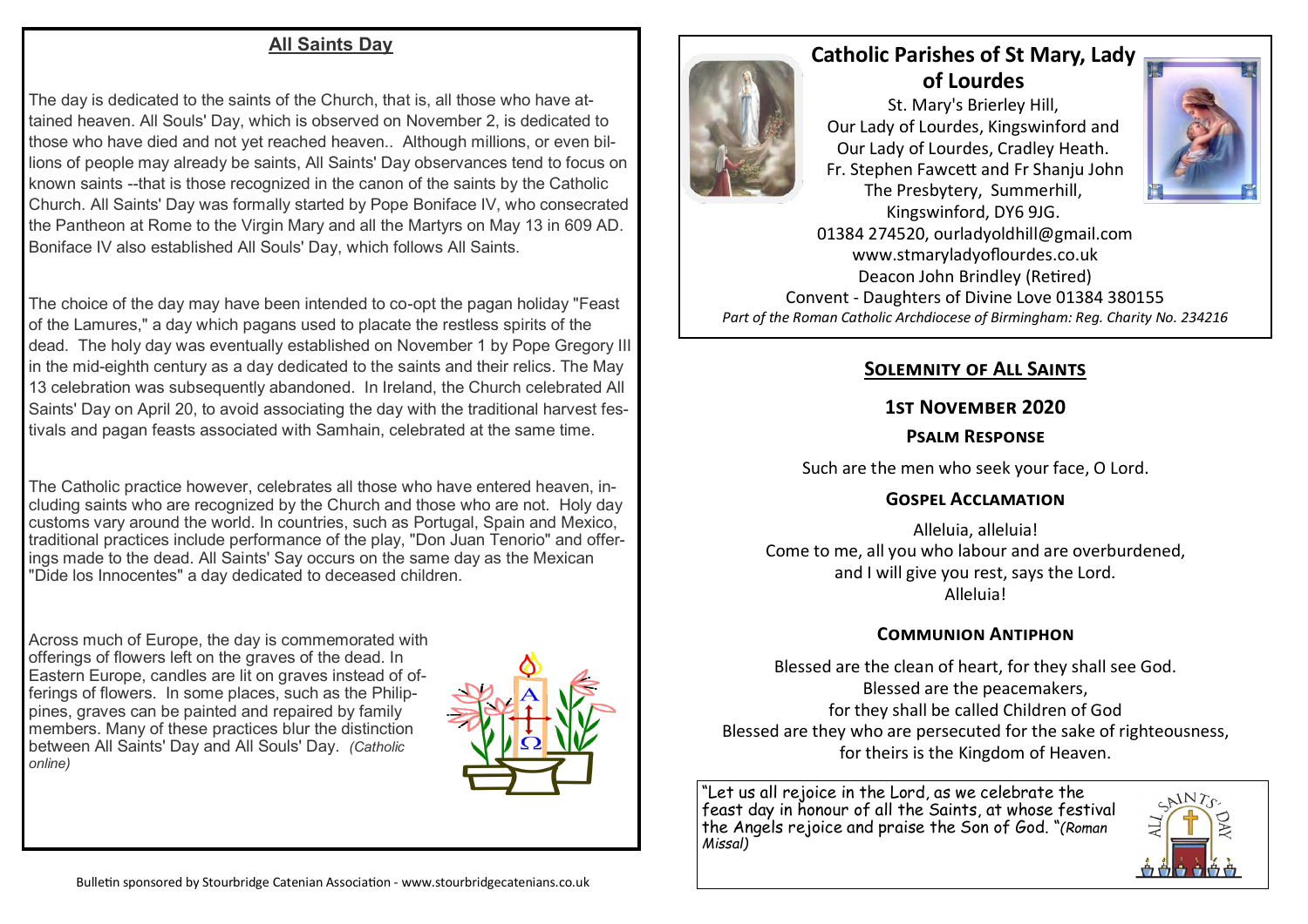## All Saints Day

The day is dedicated to the saints of the Church, that is, all those who have attained heaven. All Souls' Day, which is observed on November 2, is dedicated to those who have died and not yet reached heaven.. Although millions, or even billions of people may already be saints, All Saints' Day observances tend to focus on known saints --that is those recognized in the canon of the saints by the Catholic Church. All Saints' Day was formally started by Pope Boniface IV, who consecrated the Pantheon at Rome to the Virgin Mary and all the Martyrs on May 13 in 609 AD. Boniface IV also established All Souls' Day, which follows All Saints.

The choice of the day may have been intended to co-opt the pagan holiday "Feast of the Lamures," a day which pagans used to placate the restless spirits of the dead. The holy day was eventually established on November 1 by Pope Gregory III in the mid-eighth century as a day dedicated to the saints and their relics. The May 13 celebration was subsequently abandoned. In Ireland, the Church celebrated All Saints' Day on April 20, to avoid associating the day with the traditional harvest festivals and pagan feasts associated with Samhain, celebrated at the same time.

The Catholic practice however, celebrates all those who have entered heaven, including saints who are recognized by the Church and those who are not. Holy day customs vary around the world. In countries, such as Portugal, Spain and Mexico, traditional practices include performance of the play, "Don Juan Tenorio" and offerings made to the dead. All Saints' Say occurs on the same day as the Mexican "Dide los Innocentes" a day dedicated to deceased children.

Across much of Europe, the day is commemorated with offerings of flowers left on the graves of the dead. In Eastern Europe, candles are lit on graves instead of offerings of flowers. In some places, such as the Philippines, graves can be painted and repaired by family members. Many of these practices blur the distinction between All Saints' Day and All Souls' Day. *(Catholic online)*

Bulletin sponsored by Stourbridge Catenian Association - www.stourbridgecatenians.co.uk

# Catholic Parishes of St Mary, Lady of Lourdes

St. Mary's Brierley Hill,
Our Lady of Lourdes, Kingswinford and
Our Lady of Lourdes, Cradley Heath.
Fr. Stephen Fawcett and Fr Shanju John
The Presbytery, Summerhill,
Kingswinford, DY6 9JG.
01384 274520, ourladyoldhill@gmail.com
www.stmaryladyoflourdes.co.uk
Deacon John Brindley (Retired)
Convent - Daughters of Divine Love 01384 380155
*Part of the Roman Catholic Archdiocese of Birmingham: Reg. Charity No. 234216*

## Solemnity of All Saints

### 1st November 2020

### Psalm Response

Such are the men who seek your face, O Lord.

### Gospel Acclamation

Alleluia, alleluia!
Come to me, all you who labour and are overburdened,
and I will give you rest, says the Lord.
Alleluia!

### Communion Antiphon

Blessed are the clean of heart, for they shall see God.
Blessed are the peacemakers,
for they shall be called Children of God
Blessed are they who are persecuted for the sake of righteousness,
for theirs is the Kingdom of Heaven.

"Let us all rejoice in the Lord, as we celebrate the feast day in honour of all the Saints, at whose festival the Angels rejoice and praise the Son of God. "*(Roman Missal)*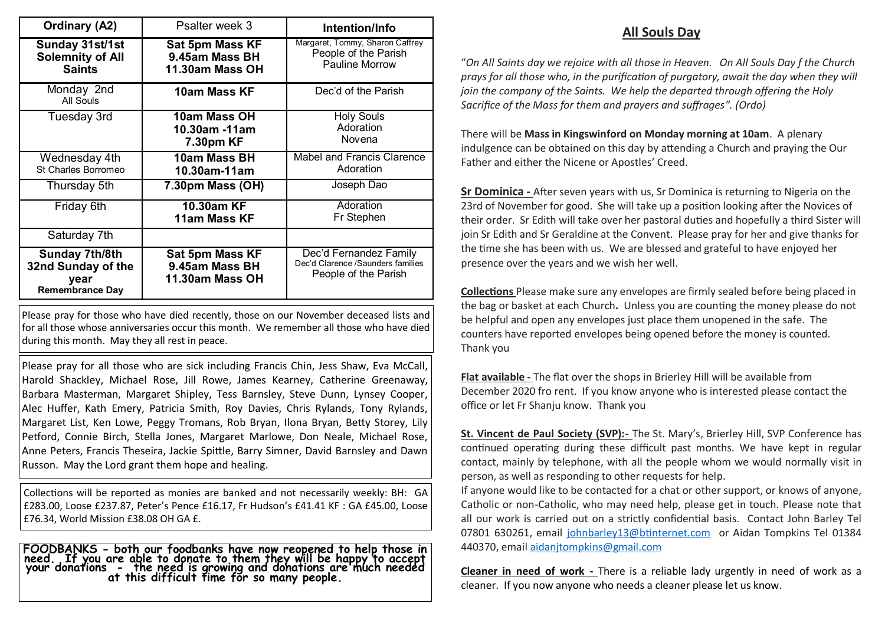| Ordinary (A2) | Psalter week 3 | Intention/Info |
|---|---|---|
| **Sunday 31st/1st Solemnity of All Saints** | **Sat 5pm Mass KF 9.45am Mass BH 11.30am Mass OH** | Margaret, Tommy, Sharon Caffrey People of the Parish Pauline Morrow |
| Monday 2nd All Souls | **10am Mass KF** | Dec'd of the Parish |
| Tuesday 3rd | **10am Mass OH 10.30am -11am 7.30pm KF** | Holy Souls Adoration Novena |
| Wednesday 4th St Charles Borromeo | **10am Mass BH 10.30am-11am** | Mabel and Francis Clarence Adoration |
| Thursday 5th | **7.30pm Mass (OH)** | Joseph Dao |
| Friday 6th | **10.30am KF 11am Mass KF** | Adoration Fr Stephen |
| Saturday 7th | | |
| **Sunday 7th/8th 32nd Sunday of the year Remembrance Day** | **Sat 5pm Mass KF 9.45am Mass BH 11.30am Mass OH** | Dec'd Fernandez Family Dec'd Clarence /Saunders families People of the Parish |

Please pray for those who have died recently, those on our November deceased lists and for all those whose anniversaries occur this month. We remember all those who have died during this month. May they all rest in peace.

Please pray for all those who are sick including Francis Chin, Jess Shaw, Eva McCall, Harold Shackley, Michael Rose, Jill Rowe, James Kearney, Catherine Greenaway, Barbara Masterman, Margaret Shipley, Tess Barnsley, Steve Dunn, Lynsey Cooper, Alec Huffer, Kath Emery, Patricia Smith, Roy Davies, Chris Rylands, Tony Rylands, Margaret List, Ken Lowe, Peggy Tromans, Rob Bryan, Ilona Bryan, Betty Storey, Lily Petford, Connie Birch, Stella Jones, Margaret Marlowe, Don Neale, Michael Rose, Anne Peters, Francis Theseira, Jackie Spittle, Barry Simner, David Barnsley and Dawn Russon. May the Lord grant them hope and healing.

Collections will be reported as monies are banked and not necessarily weekly: BH: GA £283.00, Loose £237.87, Peter's Pence £16.17, Fr Hudson's £41.41 KF : GA £45.00, Loose £76.34, World Mission £38.08 OH GA £.

**FOODBANKS - both our foodbanks have now reopened to help those in need. If you are able to donate to them they will be happy to accept your donations - the need is growing and donations are much needed at this difficult time for so many people.**

## All Souls Day

"*On All Saints day we rejoice with all those in Heaven. On All Souls Day f the Church prays for all those who, in the purification of purgatory, await the day when they will join the company of the Saints. We help the departed through offering the Holy Sacrifice of the Mass for them and prayers and suffrages". (Ordo)*

There will be **Mass in Kingswinford on Monday morning at 10am**. A plenary indulgence can be obtained on this day by attending a Church and praying the Our Father and either the Nicene or Apostles' Creed.

**Sr Dominica -** After seven years with us, Sr Dominica is returning to Nigeria on the 23rd of November for good. She will take up a position looking after the Novices of their order. Sr Edith will take over her pastoral duties and hopefully a third Sister will join Sr Edith and Sr Geraldine at the Convent. Please pray for her and give thanks for the time she has been with us. We are blessed and grateful to have enjoyed her presence over the years and we wish her well.

**Collections** Please make sure any envelopes are firmly sealed before being placed in the bag or basket at each Church**.** Unless you are counting the money please do not be helpful and open any envelopes just place them unopened in the safe. The counters have reported envelopes being opened before the money is counted. Thank you

**Flat available -** The flat over the shops in Brierley Hill will be available from December 2020 fro rent. If you know anyone who is interested please contact the office or let Fr Shanju know. Thank you

**St. Vincent de Paul Society (SVP):-** The St. Mary's, Brierley Hill, SVP Conference has continued operating during these difficult past months. We have kept in regular contact, mainly by telephone, with all the people whom we would normally visit in person, as well as responding to other requests for help.

If anyone would like to be contacted for a chat or other support, or knows of anyone, Catholic or non-Catholic, who may need help, please get in touch. Please note that all our work is carried out on a strictly confidential basis. Contact John Barley Tel 07801 630261, email johnbarley13@btinternet.com or Aidan Tompkins Tel 01384 440370, email aidanjtompkins@gmail.com

**Cleaner in need of work -** There is a reliable lady urgently in need of work as a cleaner. If you now anyone who needs a cleaner please let us know.